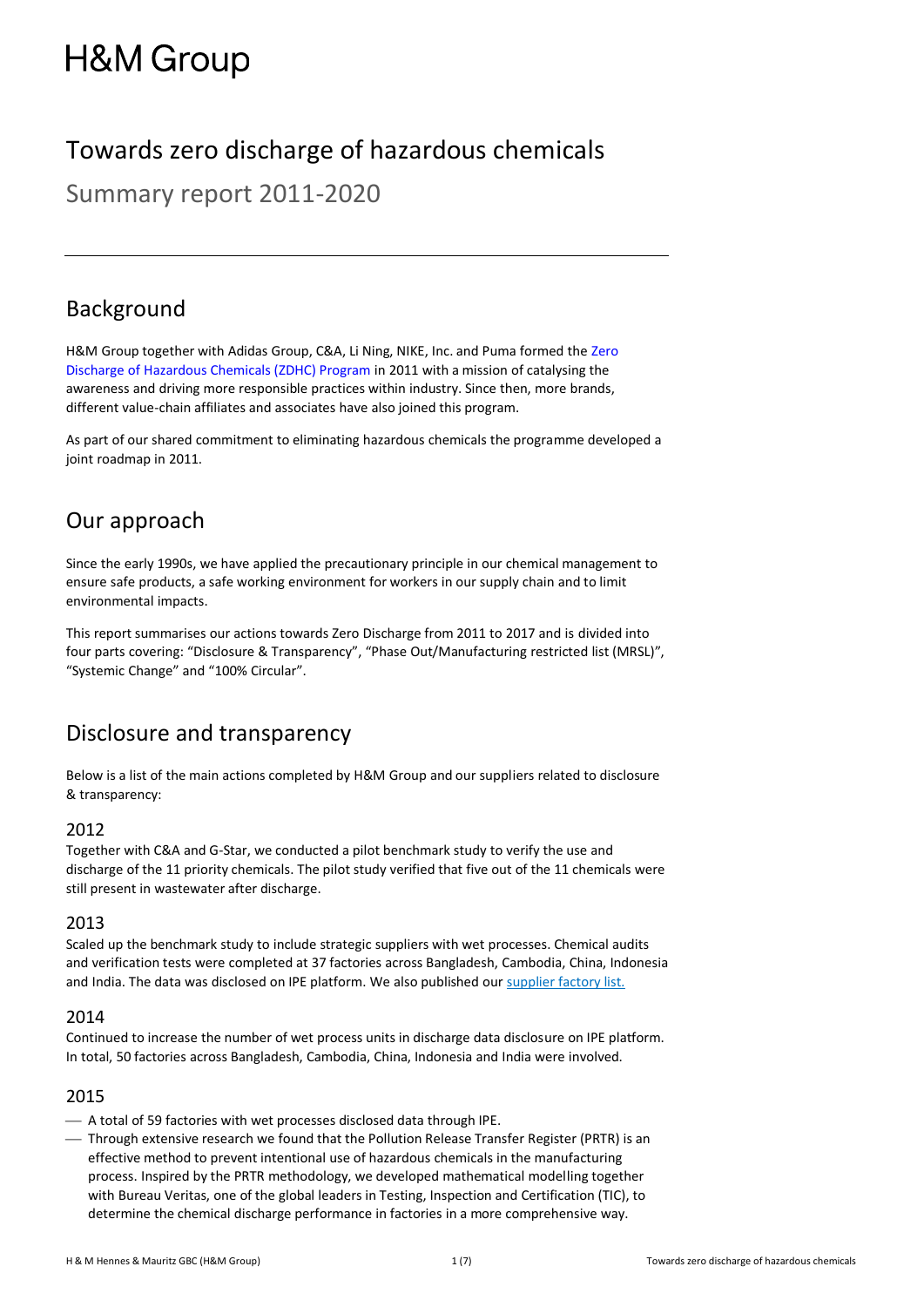# H&M Group

## Towards zero discharge of hazardous chemicals

Summary report 2011-2020

---

## Background

H&M Group together with Adidas Group, C&A, Li Ning, NIKE, Inc. and Puma formed the Zero Discharge of Hazardous Chemicals (ZDHC) Program in 2011 with a mission of catalysing the awareness and driving more responsible practices within industry. Since then, more brands, different value-chain affiliates and associates have also joined this program.

As part of our shared commitment to eliminating hazardous chemicals the programme developed a joint roadmap in 2011.

## Our approach

Since the early 1990s, we have applied the precautionary principle in our chemical management to ensure safe products, a safe working environment for workers in our supply chain and to limit environmental impacts.

This report summarises our actions towards Zero Discharge from 2011 to 2017 and is divided into four parts covering: "Disclosure & Transparency", "Phase Out/Manufacturing restricted list (MRSL)", "Systemic Change" and "100% Circular".

## Disclosure and transparency

Below is a list of the main actions completed by H&M Group and our suppliers related to disclosure & transparency:

### 2012

Together with C&A and G-Star, we conducted a pilot benchmark study to verify the use and discharge of the 11 priority chemicals. The pilot study verified that five out of the 11 chemicals were still present in wastewater after discharge.

### 2013

Scaled up the benchmark study to include strategic suppliers with wet processes. Chemical audits and verification tests were completed at 37 factories across Bangladesh, Cambodia, China, Indonesia and India. The data was disclosed on IPE platform. We also published our supplier factory list.

### 2014

Continued to increase the number of wet process units in discharge data disclosure on IPE platform. In total, 50 factories across Bangladesh, Cambodia, China, Indonesia and India were involved.

### 2015

- A total of 59 factories with wet processes disclosed data through IPE.
- Through extensive research we found that the Pollution Release Transfer Register (PRTR) is an effective method to prevent intentional use of hazardous chemicals in the manufacturing process. Inspired by the PRTR methodology, we developed mathematical modelling together with Bureau Veritas, one of the global leaders in Testing, Inspection and Certification (TIC), to determine the chemical discharge performance in factories in a more comprehensive way.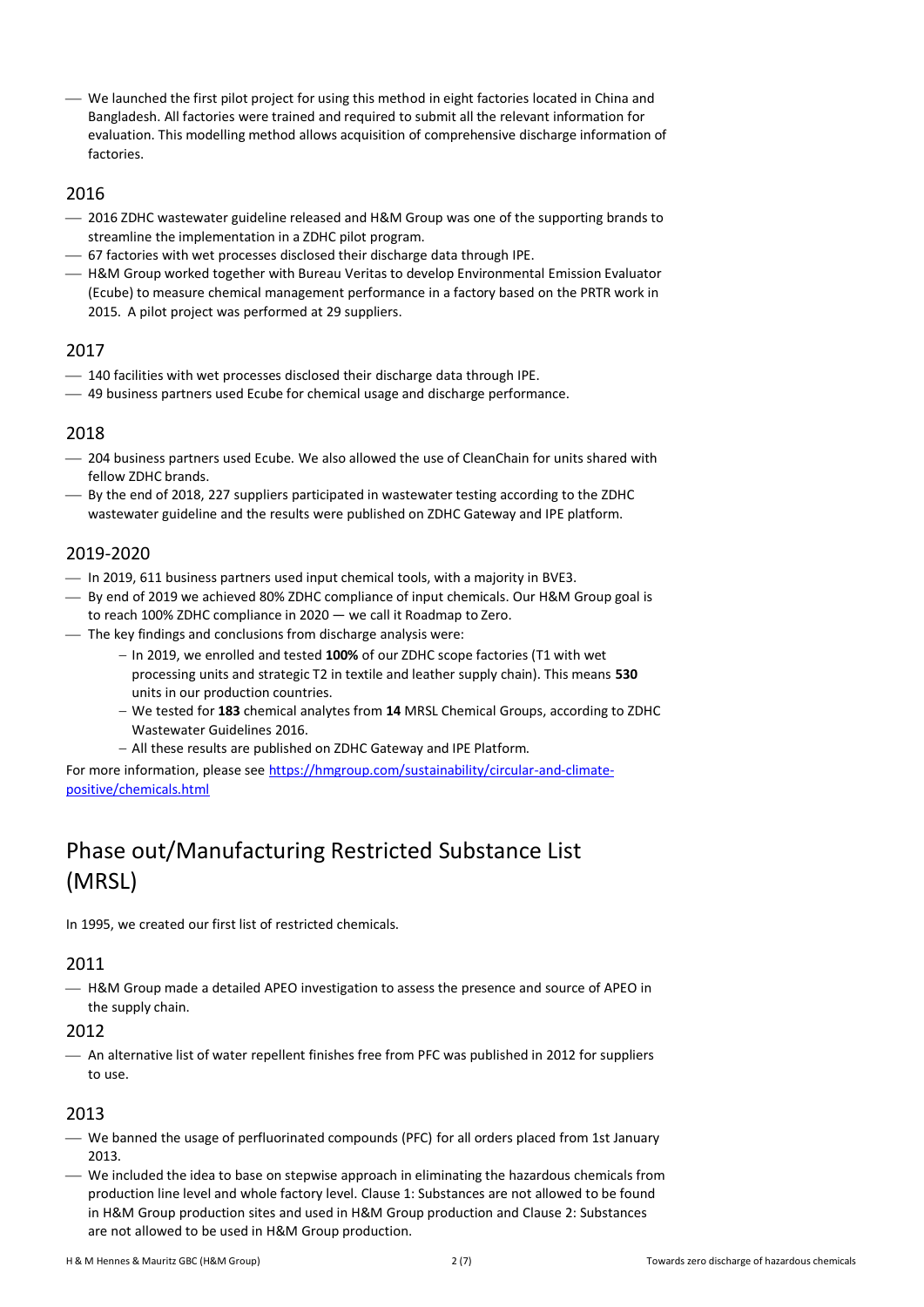- We launched the first pilot project for using this method in eight factories located in China and Bangladesh. All factories were trained and required to submit all the relevant information for evaluation. This modelling method allows acquisition of comprehensive discharge information of factories.

### 2016

- 2016 ZDHC wastewater guideline released and H&M Group was one of the supporting brands to streamline the implementation in a ZDHC pilot program.
- 67 factories with wet processes disclosed their discharge data through IPE.
- H&M Group worked together with Bureau Veritas to develop Environmental Emission Evaluator (Ecube) to measure chemical management performance in a factory based on the PRTR work in 2015. A pilot project was performed at 29 suppliers.

### 2017

- 140 facilities with wet processes disclosed their discharge data through IPE.
- 49 business partners used Ecube for chemical usage and discharge performance.

### 2018

- 204 business partners used Ecube. We also allowed the use of CleanChain for units shared with fellow ZDHC brands.
- By the end of 2018, 227 suppliers participated in wastewater testing according to the ZDHC wastewater guideline and the results were published on ZDHC Gateway and IPE platform.

### 2019-2020

- In 2019, 611 business partners used input chemical tools, with a majority in BVE3.
- By end of 2019 we achieved 80% ZDHC compliance of input chemicals. Our H&M Group goal is to reach 100% ZDHC compliance in 2020 — we call it Roadmap to Zero.
- The key findings and conclusions from discharge analysis were:
  - In 2019, we enrolled and tested **100%** of our ZDHC scope factories (T1 with wet processing units and strategic T2 in textile and leather supply chain). This means **530** units in our production countries.
  - We tested for **183** chemical analytes from **14** MRSL Chemical Groups, according to ZDHC Wastewater Guidelines 2016.
  - All these results are published on ZDHC Gateway and IPE Platform.

For more information, please see [https://hmgroup.com/sustainability/circular-and-climate-positive/chemicals.html](https://hmgroup.com/sustainability/circular-and-climate-positive/chemicals.html)

## Phase out/Manufacturing Restricted Substance List (MRSL)

In 1995, we created our first list of restricted chemicals.

### 2011

- H&M Group made a detailed APEO investigation to assess the presence and source of APEO in the supply chain.

### 2012

- An alternative list of water repellent finishes free from PFC was published in 2012 for suppliers to use.

### 2013

- We banned the usage of perfluorinated compounds (PFC) for all orders placed from 1st January 2013.
- We included the idea to base on stepwise approach in eliminating the hazardous chemicals from production line level and whole factory level. Clause 1: Substances are not allowed to be found in H&M Group production sites and used in H&M Group production and Clause 2: Substances are not allowed to be used in H&M Group production.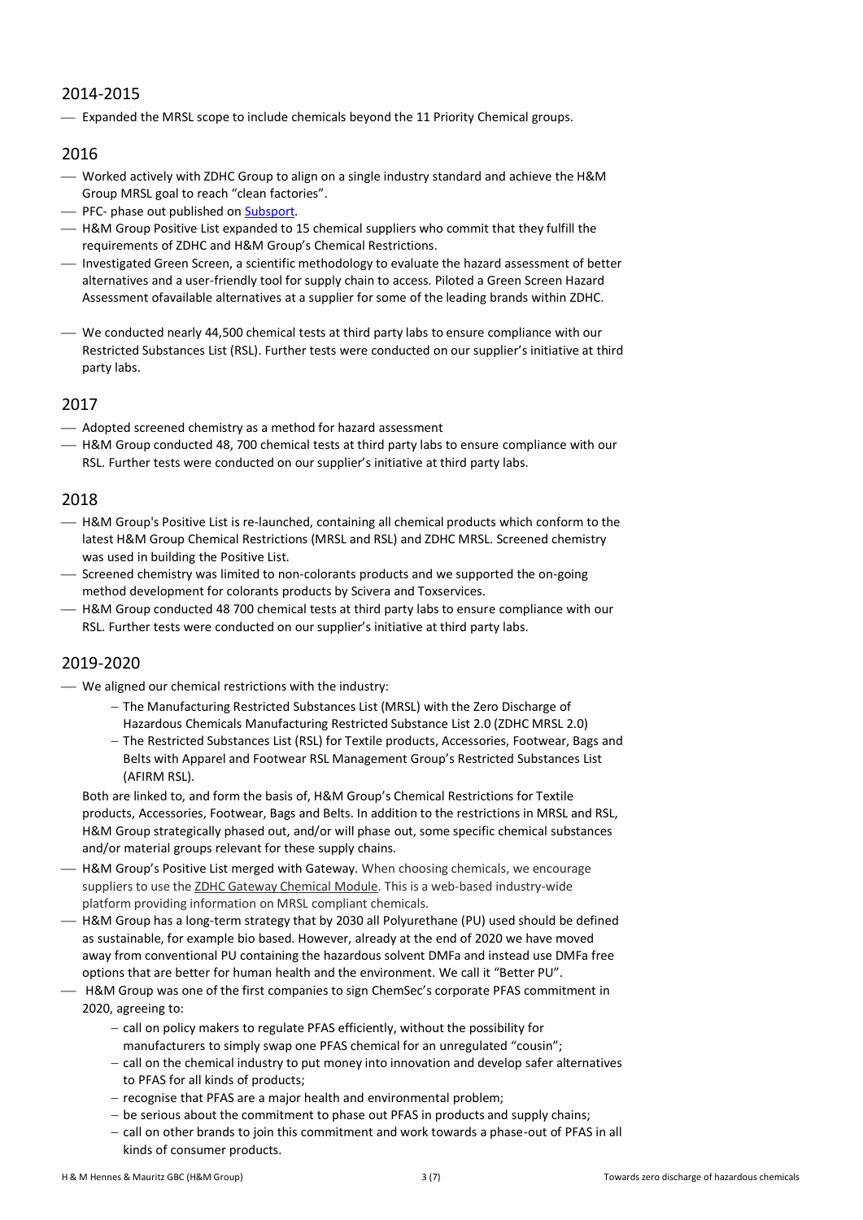## 2014-2015

- Expanded the MRSL scope to include chemicals beyond the 11 Priority Chemical groups.

## 2016

- Worked actively with ZDHC Group to align on a single industry standard and achieve the H&M Group MRSL goal to reach "clean factories".
- PFC- phase out published on Subsport.
- H&M Group Positive List expanded to 15 chemical suppliers who commit that they fulfill the requirements of ZDHC and H&M Group's Chemical Restrictions.
- Investigated Green Screen, a scientific methodology to evaluate the hazard assessment of better alternatives and a user-friendly tool for supply chain to access. Piloted a Green Screen Hazard Assessment ofavailable alternatives at a supplier for some of the leading brands within ZDHC.
- We conducted nearly 44,500 chemical tests at third party labs to ensure compliance with our Restricted Substances List (RSL). Further tests were conducted on our supplier's initiative at third party labs.

## 2017

- Adopted screened chemistry as a method for hazard assessment
- H&M Group conducted 48, 700 chemical tests at third party labs to ensure compliance with our RSL. Further tests were conducted on our supplier's initiative at third party labs.

## 2018

- H&M Group's Positive List is re-launched, containing all chemical products which conform to the latest H&M Group Chemical Restrictions (MRSL and RSL) and ZDHC MRSL. Screened chemistry was used in building the Positive List.
- Screened chemistry was limited to non-colorants products and we supported the on-going method development for colorants products by Scivera and Toxservices.
- H&M Group conducted 48 700 chemical tests at third party labs to ensure compliance with our RSL. Further tests were conducted on our supplier's initiative at third party labs.

## 2019-2020

- We aligned our chemical restrictions with the industry:
  - The Manufacturing Restricted Substances List (MRSL) with the Zero Discharge of Hazardous Chemicals Manufacturing Restricted Substance List 2.0 (ZDHC MRSL 2.0)
  - The Restricted Substances List (RSL) for Textile products, Accessories, Footwear, Bags and Belts with Apparel and Footwear RSL Management Group's Restricted Substances List (AFIRM RSL).

  Both are linked to, and form the basis of, H&M Group's Chemical Restrictions for Textile products, Accessories, Footwear, Bags and Belts. In addition to the restrictions in MRSL and RSL, H&M Group strategically phased out, and/or will phase out, some specific chemical substances and/or material groups relevant for these supply chains.
- H&M Group's Positive List merged with Gateway. When choosing chemicals, we encourage suppliers to use the ZDHC Gateway Chemical Module. This is a web-based industry-wide platform providing information on MRSL compliant chemicals.
- H&M Group has a long-term strategy that by 2030 all Polyurethane (PU) used should be defined as sustainable, for example bio based. However, already at the end of 2020 we have moved away from conventional PU containing the hazardous solvent DMFa and instead use DMFa free options that are better for human health and the environment. We call it "Better PU".
- H&M Group was one of the first companies to sign ChemSec's corporate PFAS commitment in 2020, agreeing to:
  - call on policy makers to regulate PFAS efficiently, without the possibility for manufacturers to simply swap one PFAS chemical for an unregulated "cousin";
  - call on the chemical industry to put money into innovation and develop safer alternatives to PFAS for all kinds of products;
  - recognise that PFAS are a major health and environmental problem;
  - be serious about the commitment to phase out PFAS in products and supply chains;
  - call on other brands to join this commitment and work towards a phase-out of PFAS in all kinds of consumer products.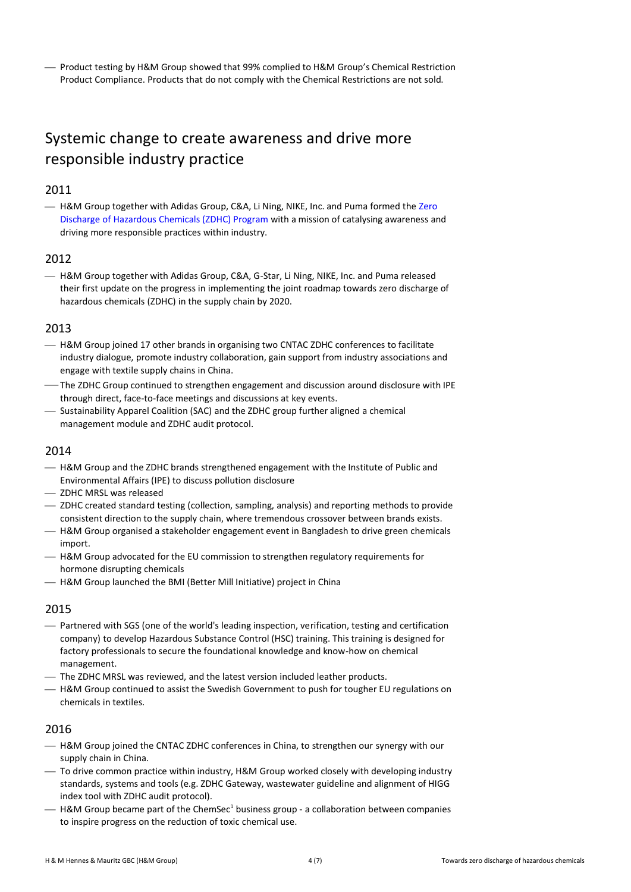- Product testing by H&M Group showed that 99% complied to H&M Group's Chemical Restriction Product Compliance. Products that do not comply with the Chemical Restrictions are not sold.

## Systemic change to create awareness and drive more responsible industry practice

### 2011

- H&M Group together with Adidas Group, C&A, Li Ning, NIKE, Inc. and Puma formed the Zero Discharge of Hazardous Chemicals (ZDHC) Program with a mission of catalysing awareness and driving more responsible practices within industry.

### 2012

- H&M Group together with Adidas Group, C&A, G-Star, Li Ning, NIKE, Inc. and Puma released their first update on the progress in implementing the joint roadmap towards zero discharge of hazardous chemicals (ZDHC) in the supply chain by 2020.

### 2013

- H&M Group joined 17 other brands in organising two CNTAC ZDHC conferences to facilitate industry dialogue, promote industry collaboration, gain support from industry associations and engage with textile supply chains in China.
- The ZDHC Group continued to strengthen engagement and discussion around disclosure with IPE through direct, face-to-face meetings and discussions at key events.
- Sustainability Apparel Coalition (SAC) and the ZDHC group further aligned a chemical management module and ZDHC audit protocol.

### 2014

- H&M Group and the ZDHC brands strengthened engagement with the Institute of Public and Environmental Affairs (IPE) to discuss pollution disclosure
- ZDHC MRSL was released
- ZDHC created standard testing (collection, sampling, analysis) and reporting methods to provide consistent direction to the supply chain, where tremendous crossover between brands exists.
- H&M Group organised a stakeholder engagement event in Bangladesh to drive green chemicals import.
- H&M Group advocated for the EU commission to strengthen regulatory requirements for hormone disrupting chemicals
- H&M Group launched the BMI (Better Mill Initiative) project in China

### 2015

- Partnered with SGS (one of the world's leading inspection, verification, testing and certification company) to develop Hazardous Substance Control (HSC) training. This training is designed for factory professionals to secure the foundational knowledge and know-how on chemical management.
- The ZDHC MRSL was reviewed, and the latest version included leather products.
- H&M Group continued to assist the Swedish Government to push for tougher EU regulations on chemicals in textiles.

### 2016

- H&M Group joined the CNTAC ZDHC conferences in China, to strengthen our synergy with our supply chain in China.
- To drive common practice within industry, H&M Group worked closely with developing industry standards, systems and tools (e.g. ZDHC Gateway, wastewater guideline and alignment of HIGG index tool with ZDHC audit protocol).
- H&M Group became part of the ChemSec[1] business group - a collaboration between companies to inspire progress on the reduction of toxic chemical use.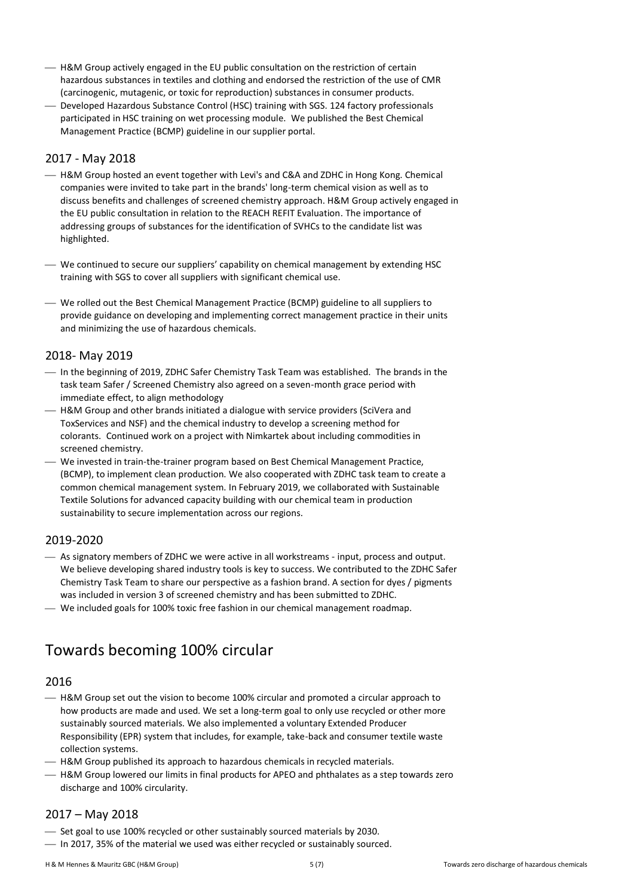- H&M Group actively engaged in the EU public consultation on the restriction of certain hazardous substances in textiles and clothing and endorsed the restriction of the use of CMR (carcinogenic, mutagenic, or toxic for reproduction) substances in consumer products.
- Developed Hazardous Substance Control (HSC) training with SGS. 124 factory professionals participated in HSC training on wet processing module. We published the Best Chemical Management Practice (BCMP) guideline in our supplier portal.

### 2017 - May 2018

- H&M Group hosted an event together with Levi's and C&A and ZDHC in Hong Kong. Chemical companies were invited to take part in the brands' long-term chemical vision as well as to discuss benefits and challenges of screened chemistry approach. H&M Group actively engaged in the EU public consultation in relation to the REACH REFIT Evaluation. The importance of addressing groups of substances for the identification of SVHCs to the candidate list was highlighted.
- We continued to secure our suppliers' capability on chemical management by extending HSC training with SGS to cover all suppliers with significant chemical use.
- We rolled out the Best Chemical Management Practice (BCMP) guideline to all suppliers to provide guidance on developing and implementing correct management practice in their units and minimizing the use of hazardous chemicals.

### 2018- May 2019

- In the beginning of 2019, ZDHC Safer Chemistry Task Team was established. The brands in the task team Safer / Screened Chemistry also agreed on a seven-month grace period with immediate effect, to align methodology
- H&M Group and other brands initiated a dialogue with service providers (SciVera and ToxServices and NSF) and the chemical industry to develop a screening method for colorants. Continued work on a project with Nimkartek about including commodities in screened chemistry.
- We invested in train-the-trainer program based on Best Chemical Management Practice, (BCMP), to implement clean production. We also cooperated with ZDHC task team to create a common chemical management system. In February 2019, we collaborated with Sustainable Textile Solutions for advanced capacity building with our chemical team in production sustainability to secure implementation across our regions.

### 2019-2020

- As signatory members of ZDHC we were active in all workstreams - input, process and output. We believe developing shared industry tools is key to success. We contributed to the ZDHC Safer Chemistry Task Team to share our perspective as a fashion brand. A section for dyes / pigments was included in version 3 of screened chemistry and has been submitted to ZDHC.
- We included goals for 100% toxic free fashion in our chemical management roadmap.

## Towards becoming 100% circular

### 2016

- H&M Group set out the vision to become 100% circular and promoted a circular approach to how products are made and used. We set a long-term goal to only use recycled or other more sustainably sourced materials. We also implemented a voluntary Extended Producer Responsibility (EPR) system that includes, for example, take-back and consumer textile waste collection systems.
- H&M Group published its approach to hazardous chemicals in recycled materials.
- H&M Group lowered our limits in final products for APEO and phthalates as a step towards zero discharge and 100% circularity.

### 2017 – May 2018

- Set goal to use 100% recycled or other sustainably sourced materials by 2030.
- In 2017, 35% of the material we used was either recycled or sustainably sourced.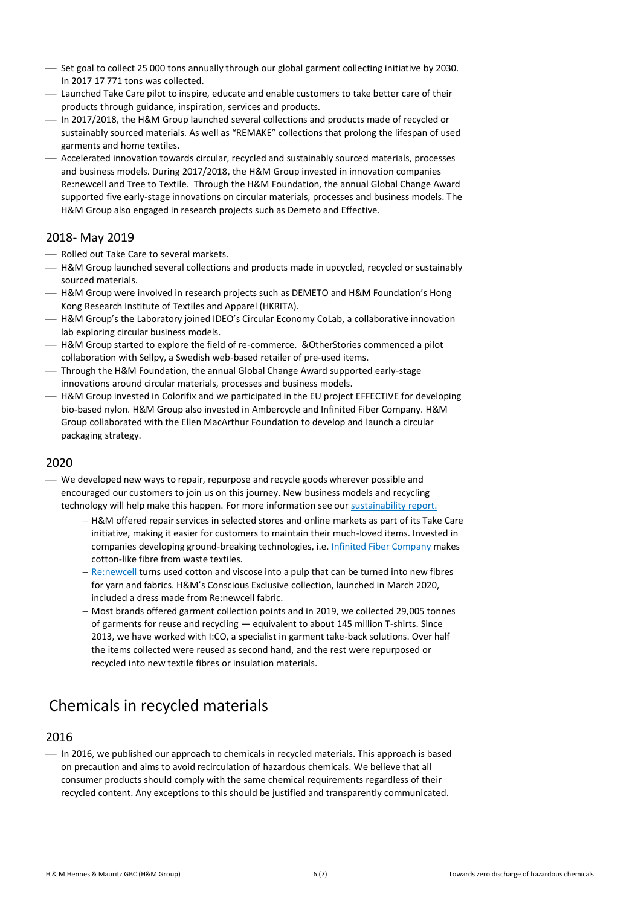- Set goal to collect 25 000 tons annually through our global garment collecting initiative by 2030. In 2017 17 771 tons was collected.
- Launched Take Care pilot to inspire, educate and enable customers to take better care of their products through guidance, inspiration, services and products.
- In 2017/2018, the H&M Group launched several collections and products made of recycled or sustainably sourced materials. As well as "REMAKE" collections that prolong the lifespan of used garments and home textiles.
- Accelerated innovation towards circular, recycled and sustainably sourced materials, processes and business models. During 2017/2018, the H&M Group invested in innovation companies Re:newcell and Tree to Textile. Through the H&M Foundation, the annual Global Change Award supported five early-stage innovations on circular materials, processes and business models. The H&M Group also engaged in research projects such as Demeto and Effective.

## 2018- May 2019

- Rolled out Take Care to several markets.
- H&M Group launched several collections and products made in upcycled, recycled or sustainably sourced materials.
- H&M Group were involved in research projects such as DEMETO and H&M Foundation's Hong Kong Research Institute of Textiles and Apparel (HKRITA).
- H&M Group's the Laboratory joined IDEO's Circular Economy CoLab, a collaborative innovation lab exploring circular business models.
- H&M Group started to explore the field of re-commerce. &OtherStories commenced a pilot collaboration with Sellpy, a Swedish web-based retailer of pre-used items.
- Through the H&M Foundation, the annual Global Change Award supported early-stage innovations around circular materials, processes and business models.
- H&M Group invested in Colorifix and we participated in the EU project EFFECTIVE for developing bio-based nylon. H&M Group also invested in Ambercycle and Infinited Fiber Company. H&M Group collaborated with the Ellen MacArthur Foundation to develop and launch a circular packaging strategy.

## 2020

- We developed new ways to repair, repurpose and recycle goods wherever possible and encouraged our customers to join us on this journey. New business models and recycling technology will help make this happen. For more information see our sustainability report.
  - H&M offered repair services in selected stores and online markets as part of its Take Care initiative, making it easier for customers to maintain their much-loved items. Invested in companies developing ground-breaking technologies, i.e. Infinited Fiber Company makes cotton-like fibre from waste textiles.
  - Re:newcell turns used cotton and viscose into a pulp that can be turned into new fibres for yarn and fabrics. H&M's Conscious Exclusive collection, launched in March 2020, included a dress made from Re:newcell fabric.
  - Most brands offered garment collection points and in 2019, we collected 29,005 tonnes of garments for reuse and recycling — equivalent to about 145 million T-shirts. Since 2013, we have worked with I:CO, a specialist in garment take-back solutions. Over half the items collected were reused as second hand, and the rest were repurposed or recycled into new textile fibres or insulation materials.

# Chemicals in recycled materials

## 2016

- In 2016, we published our approach to chemicals in recycled materials. This approach is based on precaution and aims to avoid recirculation of hazardous chemicals. We believe that all consumer products should comply with the same chemical requirements regardless of their recycled content. Any exceptions to this should be justified and transparently communicated.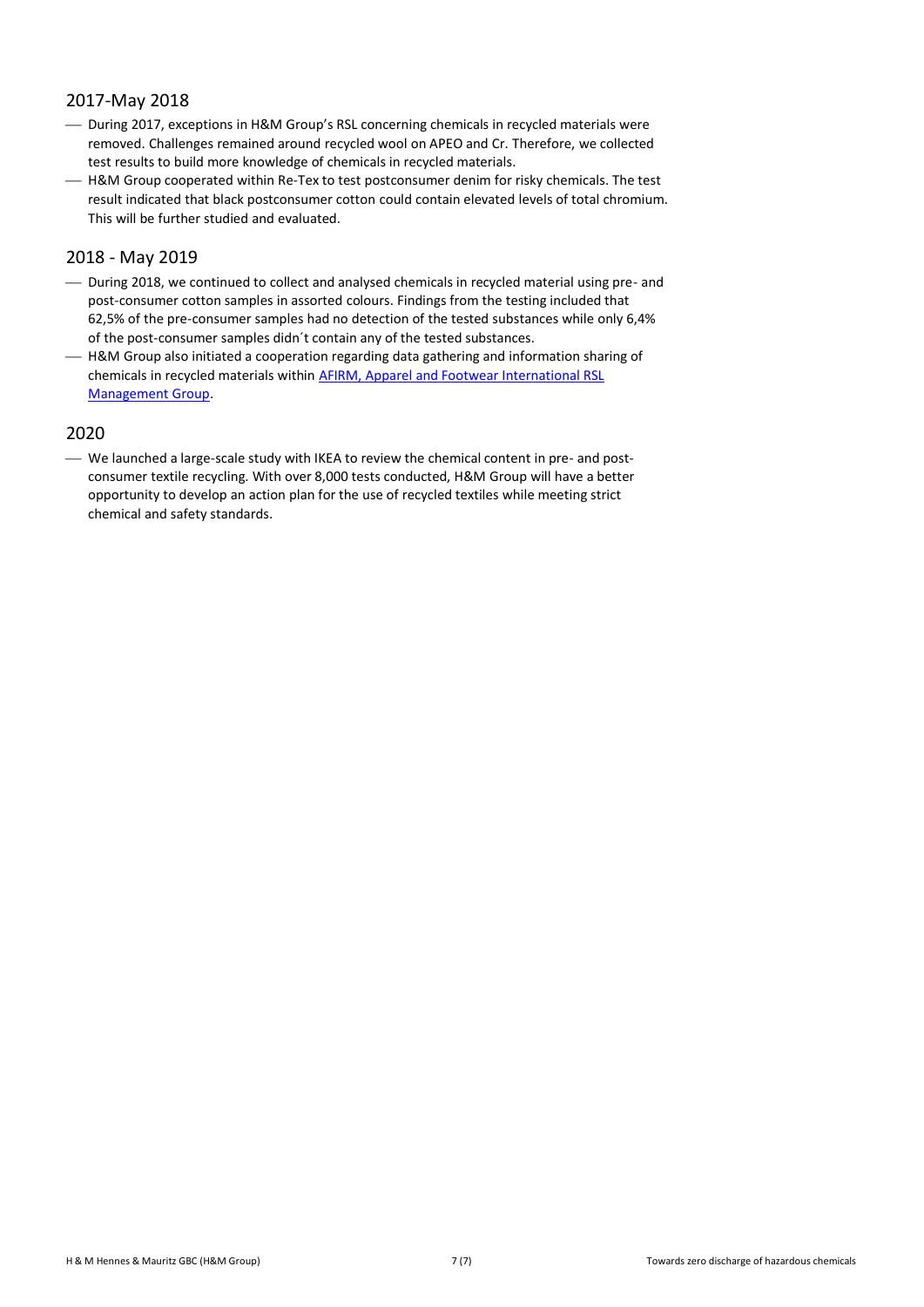## 2017-May 2018

- During 2017, exceptions in H&M Group's RSL concerning chemicals in recycled materials were removed. Challenges remained around recycled wool on APEO and Cr. Therefore, we collected test results to build more knowledge of chemicals in recycled materials.
- H&M Group cooperated within Re-Tex to test postconsumer denim for risky chemicals. The test result indicated that black postconsumer cotton could contain elevated levels of total chromium. This will be further studied and evaluated.

## 2018 - May 2019

- During 2018, we continued to collect and analysed chemicals in recycled material using pre- and post-consumer cotton samples in assorted colours. Findings from the testing included that 62,5% of the pre-consumer samples had no detection of the tested substances while only 6,4% of the post-consumer samples didn´t contain any of the tested substances.
- H&M Group also initiated a cooperation regarding data gathering and information sharing of chemicals in recycled materials within AFIRM, Apparel and Footwear International RSL Management Group.

## 2020

- We launched a large-scale study with IKEA to review the chemical content in pre- and post-consumer textile recycling. With over 8,000 tests conducted, H&M Group will have a better opportunity to develop an action plan for the use of recycled textiles while meeting strict chemical and safety standards.